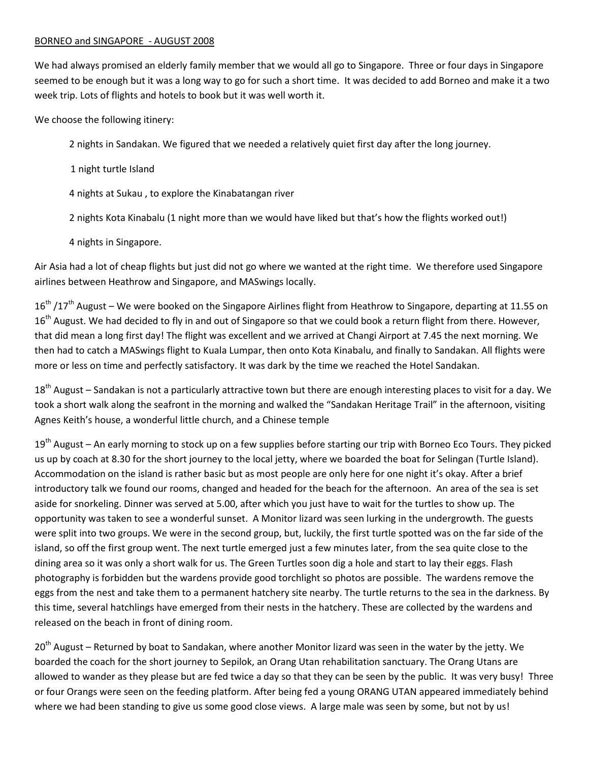BORNEO and SINGAPORE - AUGUST 2008

We had always promised an elderly family member that we would all go to Singapore. Three or four days in Singapore seemed to be enough but it was a long way to go for such a short time. It was decided to add Borneo and make it a two week trip. Lots of flights and hotels to book but it was well worth it.

We choose the following itinery:

2 nights in Sandakan. We figured that we needed a relatively quiet first day after the long journey.

1 night turtle Island

4 nights at Sukau , to explore the Kinabatangan river

2 nights Kota Kinabalu (1 night more than we would have liked but that's how the flights worked out!)

4 nights in Singapore.

Air Asia had a lot of cheap flights but just did not go where we wanted at the right time. We therefore used Singapore airlines between Heathrow and Singapore, and MASwings locally.

16th /17th August – We were booked on the Singapore Airlines flight from Heathrow to Singapore, departing at 11.55 on 16th August. We had decided to fly in and out of Singapore so that we could book a return flight from there. However, that did mean a long first day! The flight was excellent and we arrived at Changi Airport at 7.45 the next morning. We then had to catch a MASwings flight to Kuala Lumpar, then onto Kota Kinabalu, and finally to Sandakan. All flights were more or less on time and perfectly satisfactory. It was dark by the time we reached the Hotel Sandakan.

18th August – Sandakan is not a particularly attractive town but there are enough interesting places to visit for a day. We took a short walk along the seafront in the morning and walked the "Sandakan Heritage Trail" in the afternoon, visiting Agnes Keith's house, a wonderful little church, and a Chinese temple

19th August – An early morning to stock up on a few supplies before starting our trip with Borneo Eco Tours. They picked us up by coach at 8.30 for the short journey to the local jetty, where we boarded the boat for Selingan (Turtle Island). Accommodation on the island is rather basic but as most people are only here for one night it's okay. After a brief introductory talk we found our rooms, changed and headed for the beach for the afternoon. An area of the sea is set aside for snorkeling. Dinner was served at 5.00, after which you just have to wait for the turtles to show up. The opportunity was taken to see a wonderful sunset. A Monitor lizard was seen lurking in the undergrowth. The guests were split into two groups. We were in the second group, but, luckily, the first turtle spotted was on the far side of the island, so off the first group went. The next turtle emerged just a few minutes later, from the sea quite close to the dining area so it was only a short walk for us. The Green Turtles soon dig a hole and start to lay their eggs. Flash photography is forbidden but the wardens provide good torchlight so photos are possible. The wardens remove the eggs from the nest and take them to a permanent hatchery site nearby. The turtle returns to the sea in the darkness. By this time, several hatchlings have emerged from their nests in the hatchery. These are collected by the wardens and released on the beach in front of dining room.

20th August – Returned by boat to Sandakan, where another Monitor lizard was seen in the water by the jetty. We boarded the coach for the short journey to Sepilok, an Orang Utan rehabilitation sanctuary. The Orang Utans are allowed to wander as they please but are fed twice a day so that they can be seen by the public. It was very busy! Three or four Orangs were seen on the feeding platform. After being fed a young ORANG UTAN appeared immediately behind where we had been standing to give us some good close views. A large male was seen by some, but not by us!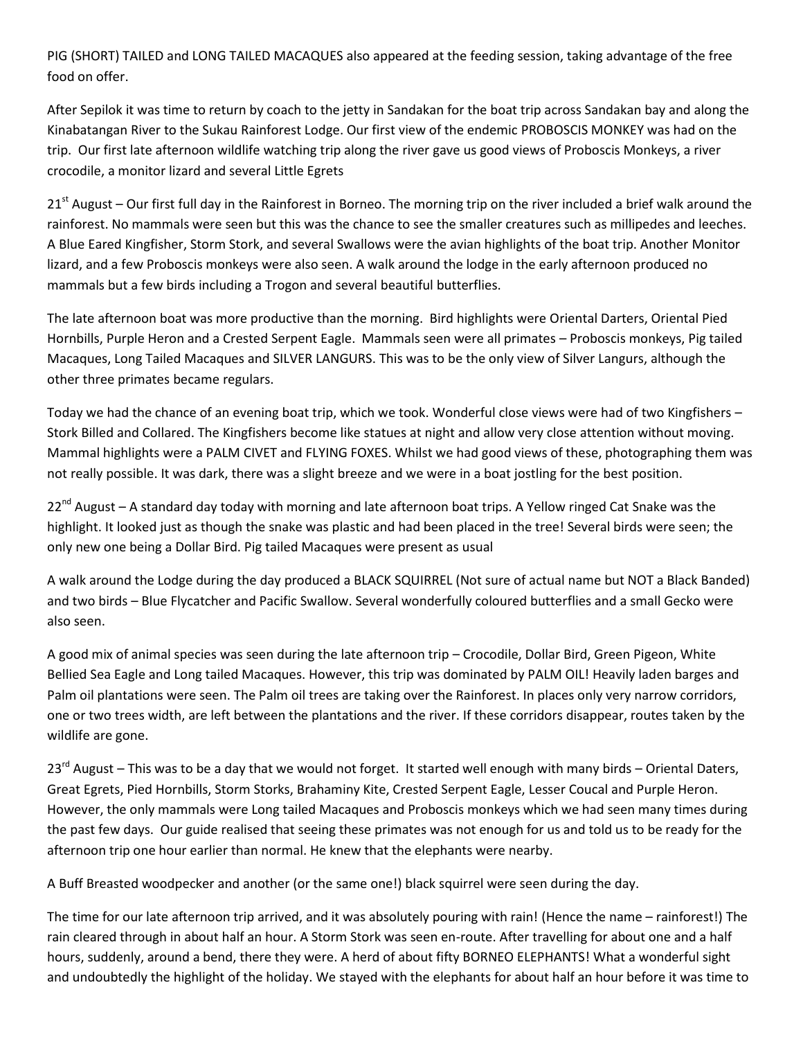PIG (SHORT) TAILED and LONG TAILED MACAQUES also appeared at the feeding session, taking advantage of the free food on offer.

After Sepilok it was time to return by coach to the jetty in Sandakan for the boat trip across Sandakan bay and along the Kinabatangan River to the Sukau Rainforest Lodge. Our first view of the endemic PROBOSCIS MONKEY was had on the trip. Our first late afternoon wildlife watching trip along the river gave us good views of Proboscis Monkeys, a river crocodile, a monitor lizard and several Little Egrets

21st August – Our first full day in the Rainforest in Borneo. The morning trip on the river included a brief walk around the rainforest. No mammals were seen but this was the chance to see the smaller creatures such as millipedes and leeches. A Blue Eared Kingfisher, Storm Stork, and several Swallows were the avian highlights of the boat trip. Another Monitor lizard, and a few Proboscis monkeys were also seen. A walk around the lodge in the early afternoon produced no mammals but a few birds including a Trogon and several beautiful butterflies.

The late afternoon boat was more productive than the morning. Bird highlights were Oriental Darters, Oriental Pied Hornbills, Purple Heron and a Crested Serpent Eagle. Mammals seen were all primates – Proboscis monkeys, Pig tailed Macaques, Long Tailed Macaques and SILVER LANGURS. This was to be the only view of Silver Langurs, although the other three primates became regulars.

Today we had the chance of an evening boat trip, which we took. Wonderful close views were had of two Kingfishers – Stork Billed and Collared. The Kingfishers become like statues at night and allow very close attention without moving. Mammal highlights were a PALM CIVET and FLYING FOXES. Whilst we had good views of these, photographing them was not really possible. It was dark, there was a slight breeze and we were in a boat jostling for the best position.

22nd August – A standard day today with morning and late afternoon boat trips. A Yellow ringed Cat Snake was the highlight. It looked just as though the snake was plastic and had been placed in the tree! Several birds were seen; the only new one being a Dollar Bird. Pig tailed Macaques were present as usual

A walk around the Lodge during the day produced a BLACK SQUIRREL (Not sure of actual name but NOT a Black Banded) and two birds – Blue Flycatcher and Pacific Swallow. Several wonderfully coloured butterflies and a small Gecko were also seen.

A good mix of animal species was seen during the late afternoon trip – Crocodile, Dollar Bird, Green Pigeon, White Bellied Sea Eagle and Long tailed Macaques. However, this trip was dominated by PALM OIL! Heavily laden barges and Palm oil plantations were seen. The Palm oil trees are taking over the Rainforest. In places only very narrow corridors, one or two trees width, are left between the plantations and the river. If these corridors disappear, routes taken by the wildlife are gone.

23rd August – This was to be a day that we would not forget. It started well enough with many birds – Oriental Daters, Great Egrets, Pied Hornbills, Storm Storks, Brahaminy Kite, Crested Serpent Eagle, Lesser Coucal and Purple Heron. However, the only mammals were Long tailed Macaques and Proboscis monkeys which we had seen many times during the past few days. Our guide realised that seeing these primates was not enough for us and told us to be ready for the afternoon trip one hour earlier than normal. He knew that the elephants were nearby.

A Buff Breasted woodpecker and another (or the same one!) black squirrel were seen during the day.

The time for our late afternoon trip arrived, and it was absolutely pouring with rain! (Hence the name – rainforest!) The rain cleared through in about half an hour. A Storm Stork was seen en-route. After travelling for about one and a half hours, suddenly, around a bend, there they were. A herd of about fifty BORNEO ELEPHANTS! What a wonderful sight and undoubtedly the highlight of the holiday. We stayed with the elephants for about half an hour before it was time to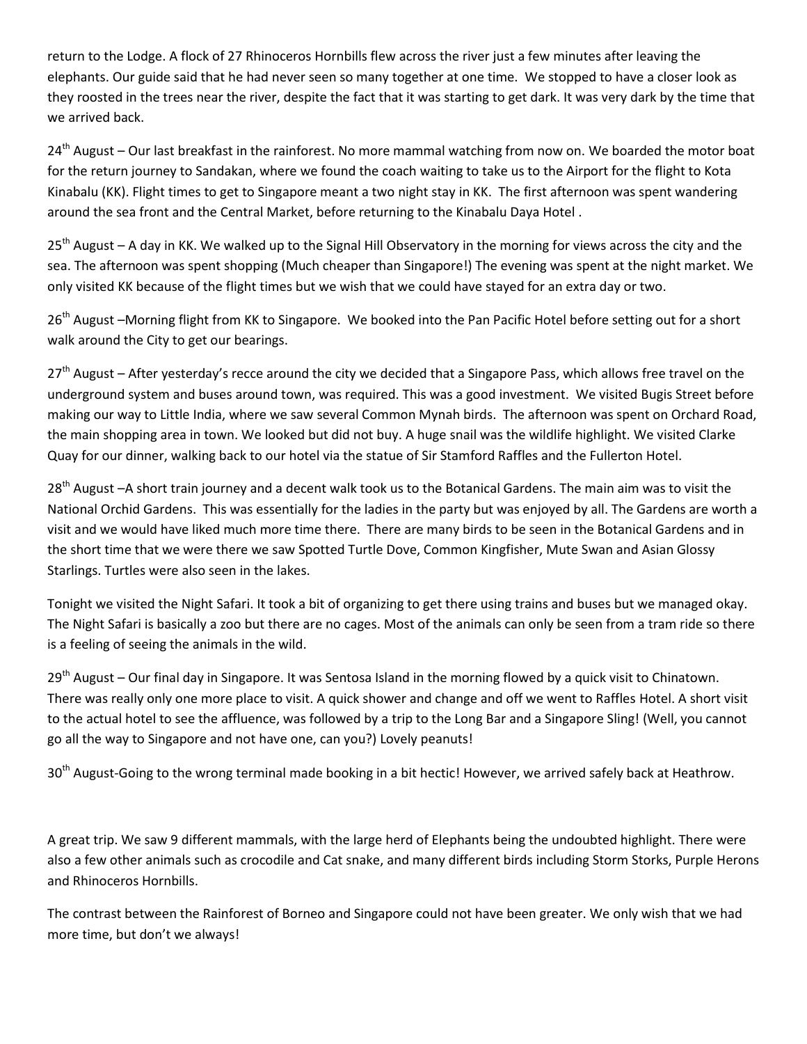return to the Lodge. A flock of 27 Rhinoceros Hornbills flew across the river just a few minutes after leaving the elephants. Our guide said that he had never seen so many together at one time. We stopped to have a closer look as they roosted in the trees near the river, despite the fact that it was starting to get dark. It was very dark by the time that we arrived back.

24th August – Our last breakfast in the rainforest. No more mammal watching from now on. We boarded the motor boat for the return journey to Sandakan, where we found the coach waiting to take us to the Airport for the flight to Kota Kinabalu (KK). Flight times to get to Singapore meant a two night stay in KK. The first afternoon was spent wandering around the sea front and the Central Market, before returning to the Kinabalu Daya Hotel .

25th August – A day in KK. We walked up to the Signal Hill Observatory in the morning for views across the city and the sea. The afternoon was spent shopping (Much cheaper than Singapore!) The evening was spent at the night market. We only visited KK because of the flight times but we wish that we could have stayed for an extra day or two.

26th August –Morning flight from KK to Singapore. We booked into the Pan Pacific Hotel before setting out for a short walk around the City to get our bearings.

27th August – After yesterday's recce around the city we decided that a Singapore Pass, which allows free travel on the underground system and buses around town, was required. This was a good investment. We visited Bugis Street before making our way to Little India, where we saw several Common Mynah birds. The afternoon was spent on Orchard Road, the main shopping area in town. We looked but did not buy. A huge snail was the wildlife highlight. We visited Clarke Quay for our dinner, walking back to our hotel via the statue of Sir Stamford Raffles and the Fullerton Hotel.

28th August –A short train journey and a decent walk took us to the Botanical Gardens. The main aim was to visit the National Orchid Gardens. This was essentially for the ladies in the party but was enjoyed by all. The Gardens are worth a visit and we would have liked much more time there. There are many birds to be seen in the Botanical Gardens and in the short time that we were there we saw Spotted Turtle Dove, Common Kingfisher, Mute Swan and Asian Glossy Starlings. Turtles were also seen in the lakes.

Tonight we visited the Night Safari. It took a bit of organizing to get there using trains and buses but we managed okay. The Night Safari is basically a zoo but there are no cages. Most of the animals can only be seen from a tram ride so there is a feeling of seeing the animals in the wild.

29th August – Our final day in Singapore. It was Sentosa Island in the morning flowed by a quick visit to Chinatown. There was really only one more place to visit. A quick shower and change and off we went to Raffles Hotel. A short visit to the actual hotel to see the affluence, was followed by a trip to the Long Bar and a Singapore Sling! (Well, you cannot go all the way to Singapore and not have one, can you?) Lovely peanuts!

30th August-Going to the wrong terminal made booking in a bit hectic! However, we arrived safely back at Heathrow.

A great trip. We saw 9 different mammals, with the large herd of Elephants being the undoubted highlight. There were also a few other animals such as crocodile and Cat snake, and many different birds including Storm Storks, Purple Herons and Rhinoceros Hornbills.

The contrast between the Rainforest of Borneo and Singapore could not have been greater. We only wish that we had more time, but don't we always!